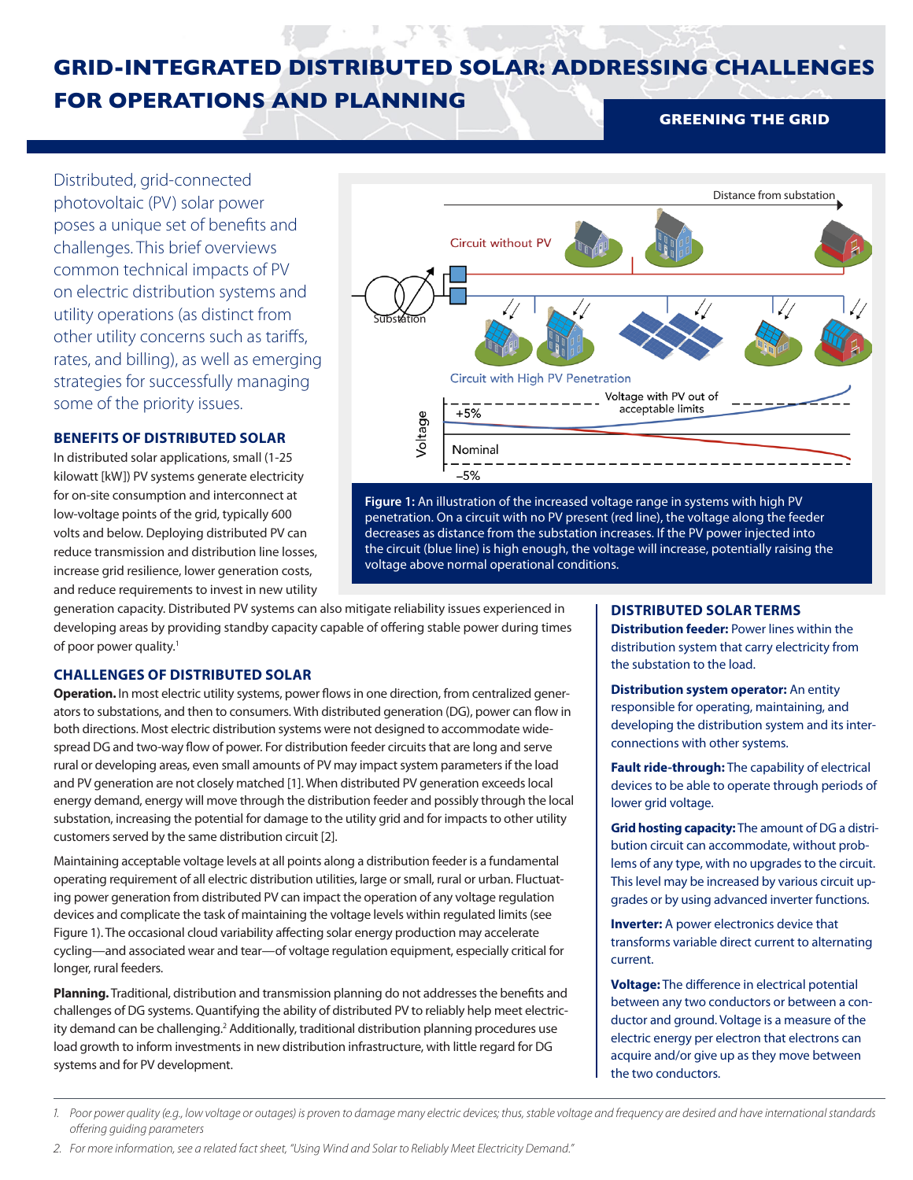# GRID-INTEGRATED DISTRIBUTED SOLAR: ADDRESSING CHALLENGES FOR OPERATIONS AND PLANNING

**GREENING THE GRID**

Distributed, grid-connected photovoltaic (PV) solar power poses a unique set of benefits and challenges. This brief overviews common technical impacts of PV on electric distribution systems and utility operations (as distinct from other utility concerns such as tariffs, rates, and billing), as well as emerging strategies for successfully managing some of the priority issues.

**Figure 1:** An illustration of the increased voltage range in systems with high PV penetration. On a circuit with no PV present (red line), the voltage along the feeder decreases as distance from the substation increases. If the PV power injected into the circuit (blue line) is high enough, the voltage will increase, potentially raising the voltage above normal operational conditions.

## BENEFITS OF DISTRIBUTED SOLAR

In distributed solar applications, small (1-25 kilowatt [kW]) PV systems generate electricity for on-site consumption and interconnect at low-voltage points of the grid, typically 600 volts and below. Deploying distributed PV can reduce transmission and distribution line losses, increase grid resilience, lower generation costs, and reduce requirements to invest in new utility generation capacity. Distributed PV systems can also mitigate reliability issues experienced in developing areas by providing standby capacity capable of offering stable power during times of poor power quality.[1]

## CHALLENGES OF DISTRIBUTED SOLAR

**Operation.** In most electric utility systems, power flows in one direction, from centralized generators to substations, and then to consumers. With distributed generation (DG), power can flow in both directions. Most electric distribution systems were not designed to accommodate widespread DG and two-way flow of power. For distribution feeder circuits that are long and serve rural or developing areas, even small amounts of PV may impact system parameters if the load and PV generation are not closely matched [1]. When distributed PV generation exceeds local energy demand, energy will move through the distribution feeder and possibly through the local substation, increasing the potential for damage to the utility grid and for impacts to other utility customers served by the same distribution circuit [2].

Maintaining acceptable voltage levels at all points along a distribution feeder is a fundamental operating requirement of all electric distribution utilities, large or small, rural or urban. Fluctuating power generation from distributed PV can impact the operation of any voltage regulation devices and complicate the task of maintaining the voltage levels within regulated limits (see Figure 1). The occasional cloud variability affecting solar energy production may accelerate cycling—and associated wear and tear—of voltage regulation equipment, especially critical for longer, rural feeders.

**Planning.** Traditional, distribution and transmission planning do not addresses the benefits and challenges of DG systems. Quantifying the ability of distributed PV to reliably help meet electricity demand can be challenging.[2] Additionally, traditional distribution planning procedures use load growth to inform investments in new distribution infrastructure, with little regard for DG systems and for PV development.

## DISTRIBUTED SOLAR TERMS

**Distribution feeder:** Power lines within the distribution system that carry electricity from the substation to the load.

**Distribution system operator:** An entity responsible for operating, maintaining, and developing the distribution system and its interconnections with other systems.

**Fault ride-through:** The capability of electrical devices to be able to operate through periods of lower grid voltage.

**Grid hosting capacity:** The amount of DG a distribution circuit can accommodate, without problems of any type, with no upgrades to the circuit. This level may be increased by various circuit upgrades or by using advanced inverter functions.

**Inverter:** A power electronics device that transforms variable direct current to alternating current.

**Voltage:** The difference in electrical potential between any two conductors or between a conductor and ground. Voltage is a measure of the electric energy per electron that electrons can acquire and/or give up as they move between the two conductors.

---

*1. Poor power quality (e.g., low voltage or outages) is proven to damage many electric devices; thus, stable voltage and frequency are desired and have international standards offering guiding parameters*

*2. For more information, see a related fact sheet, "Using Wind and Solar to Reliably Meet Electricity Demand."*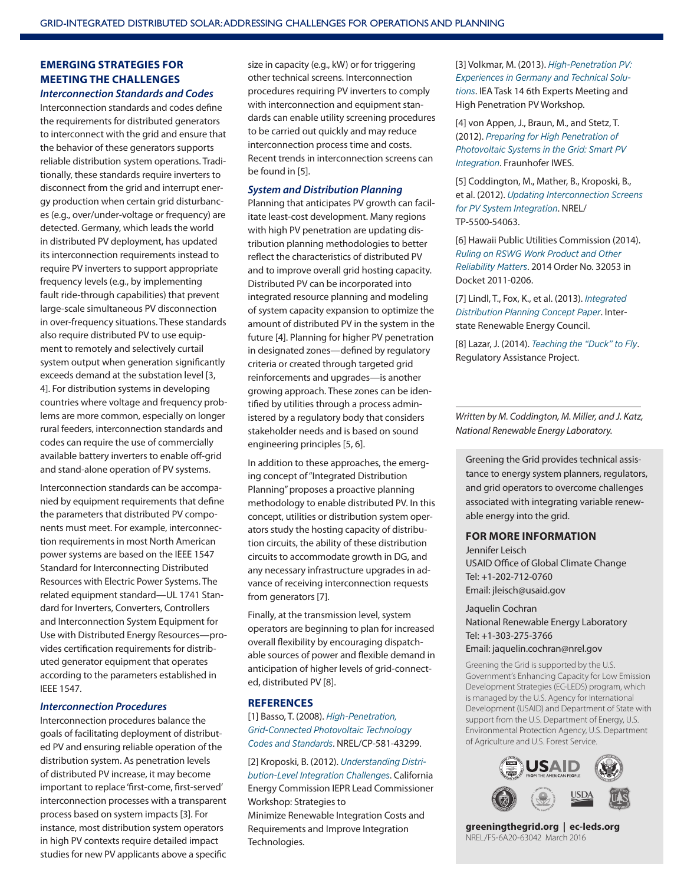## EMERGING STRATEGIES FOR MEETING THE CHALLENGES

### *Interconnection Standards and Codes*

Interconnection standards and codes define the requirements for distributed generators to interconnect with the grid and ensure that the behavior of these generators supports reliable distribution system operations. Traditionally, these standards require inverters to disconnect from the grid and interrupt energy production when certain grid disturbances (e.g., over/under-voltage or frequency) are detected. Germany, which leads the world in distributed PV deployment, has updated its interconnection requirements instead to require PV inverters to support appropriate frequency levels (e.g., by implementing fault ride-through capabilities) that prevent large-scale simultaneous PV disconnection in over-frequency situations. These standards also require distributed PV to use equipment to remotely and selectively curtail system output when generation significantly exceeds demand at the substation level [3, 4]. For distribution systems in developing countries where voltage and frequency problems are more common, especially on longer rural feeders, interconnection standards and codes can require the use of commercially available battery inverters to enable off-grid and stand-alone operation of PV systems.

Interconnection standards can be accompanied by equipment requirements that define the parameters that distributed PV components must meet. For example, interconnection requirements in most North American power systems are based on the IEEE 1547 Standard for Interconnecting Distributed Resources with Electric Power Systems. The related equipment standard—UL 1741 Standard for Inverters, Converters, Controllers and Interconnection System Equipment for Use with Distributed Energy Resources—provides certification requirements for distributed generator equipment that operates according to the parameters established in IEEE 1547.

### *Interconnection Procedures*

Interconnection procedures balance the goals of facilitating deployment of distributed PV and ensuring reliable operation of the distribution system. As penetration levels of distributed PV increase, it may become important to replace 'first-come, first-served' interconnection processes with a transparent process based on system impacts [3]. For instance, most distribution system operators in high PV contexts require detailed impact studies for new PV applicants above a specific size in capacity (e.g., kW) or for triggering other technical screens. Interconnection procedures requiring PV inverters to comply with interconnection and equipment standards can enable utility screening procedures to be carried out quickly and may reduce interconnection process time and costs. Recent trends in interconnection screens can be found in [5].

### *System and Distribution Planning*

Planning that anticipates PV growth can facilitate least-cost development. Many regions with high PV penetration are updating distribution planning methodologies to better reflect the characteristics of distributed PV and to improve overall grid hosting capacity. Distributed PV can be incorporated into integrated resource planning and modeling of system capacity expansion to optimize the amount of distributed PV in the system in the future [4]. Planning for higher PV penetration in designated zones—defined by regulatory criteria or created through targeted grid reinforcements and upgrades—is another growing approach. These zones can be identified by utilities through a process administered by a regulatory body that considers stakeholder needs and is based on sound engineering principles [5, 6].

In addition to these approaches, the emerging concept of "Integrated Distribution Planning" proposes a proactive planning methodology to enable distributed PV. In this concept, utilities or distribution system operators study the hosting capacity of distribution circuits, the ability of these distribution circuits to accommodate growth in DG, and any necessary infrastructure upgrades in advance of receiving interconnection requests from generators [7].

Finally, at the transmission level, system operators are beginning to plan for increased overall flexibility by encouraging dispatchable sources of power and flexible demand in anticipation of higher levels of grid-connected, distributed PV [8].

## REFERENCES

[1] Basso, T. (2008). *High-Penetration, Grid-Connected Photovoltaic Technology Codes and Standards*. NREL/CP-581-43299.

[2] Kroposki, B. (2012). *Understanding Distribution-Level Integration Challenges*. California Energy Commission IEPR Lead Commissioner Workshop: Strategies to Minimize Renewable Integration Costs and Requirements and Improve Integration Technologies.

[3] Volkmar, M. (2013). *High-Penetration PV: Experiences in Germany and Technical Solutions*. IEA Task 14 6th Experts Meeting and High Penetration PV Workshop.

[4] von Appen, J., Braun, M., and Stetz, T. (2012). *Preparing for High Penetration of Photovoltaic Systems in the Grid: Smart PV Integration*. Fraunhofer IWES.

[5] Coddington, M., Mather, B., Kroposki, B., et al. (2012). *Updating Interconnection Screens for PV System Integration*. NREL/TP-5500-54063.

[6] Hawaii Public Utilities Commission (2014). *Ruling on RSWG Work Product and Other Reliability Matters*. 2014 Order No. 32053 in Docket 2011-0206.

[7] Lindl, T., Fox, K., et al. (2013). *Integrated Distribution Planning Concept Paper*. Interstate Renewable Energy Council.

[8] Lazar, J. (2014). *Teaching the "Duck" to Fly*. Regulatory Assistance Project.

---

*Written by M. Coddington, M. Miller, and J. Katz, National Renewable Energy Laboratory.*

Greening the Grid provides technical assistance to energy system planners, regulators, and grid operators to overcome challenges associated with integrating variable renewable energy into the grid.

## FOR MORE INFORMATION

Jennifer Leisch
USAID Office of Global Climate Change
Tel: +1-202-712-0760
Email: jleisch@usaid.gov

Jaquelin Cochran
National Renewable Energy Laboratory
Tel: +1-303-275-3766
Email: jaquelin.cochran@nrel.gov

Greening the Grid is supported by the U.S. Government's Enhancing Capacity for Low Emission Development Strategies (EC-LEDS) program, which is managed by the U.S. Agency for International Development (USAID) and Department of State with support from the U.S. Department of Energy, U.S. Environmental Protection Agency, U.S. Department of Agriculture and U.S. Forest Service.

**greeningthegrid.org | ec-leds.org**
NREL/FS-6A20-63042 March 2016